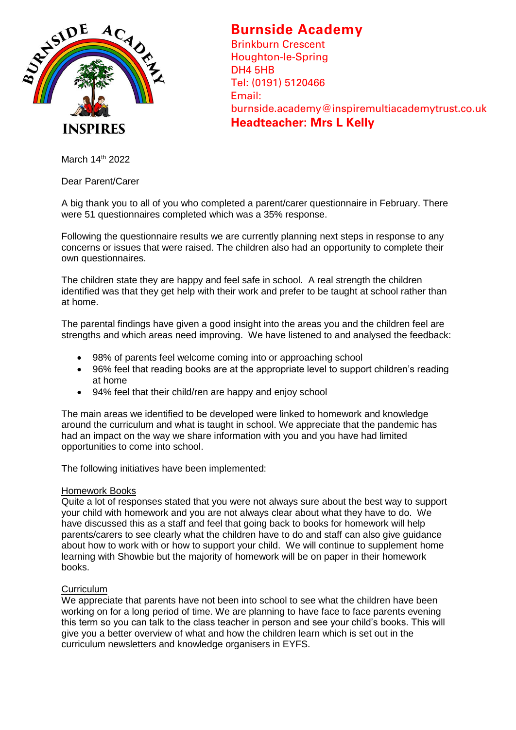# Burnside Academy

Brinkburn Crescent
Houghton-le-Spring
DH4 5HB
Tel: (0191) 5120466
Email: burnside.academy@inspiremultiacademytrust.co.uk

**Headteacher: Mrs L Kelly**

March 14th 2022

Dear Parent/Carer

A big thank you to all of you who completed a parent/carer questionnaire in February. There were 51 questionnaires completed which was a 35% response.

Following the questionnaire results we are currently planning next steps in response to any concerns or issues that were raised. The children also had an opportunity to complete their own questionnaires.

The children state they are happy and feel safe in school. A real strength the children identified was that they get help with their work and prefer to be taught at school rather than at home.

The parental findings have given a good insight into the areas you and the children feel are strengths and which areas need improving. We have listened to and analysed the feedback:

- 98% of parents feel welcome coming into or approaching school
- 96% feel that reading books are at the appropriate level to support children's reading at home
- 94% feel that their child/ren are happy and enjoy school

The main areas we identified to be developed were linked to homework and knowledge around the curriculum and what is taught in school. We appreciate that the pandemic has had an impact on the way we share information with you and you have had limited opportunities to come into school.

The following initiatives have been implemented:

<u>Homework Books</u>

Quite a lot of responses stated that you were not always sure about the best way to support your child with homework and you are not always clear about what they have to do. We have discussed this as a staff and feel that going back to books for homework will help parents/carers to see clearly what the children have to do and staff can also give guidance about how to work with or how to support your child. We will continue to supplement home learning with Showbie but the majority of homework will be on paper in their homework books.

<u>Curriculum</u>

We appreciate that parents have not been into school to see what the children have been working on for a long period of time. We are planning to have face to face parents evening this term so you can talk to the class teacher in person and see your child's books. This will give you a better overview of what and how the children learn which is set out in the curriculum newsletters and knowledge organisers in EYFS.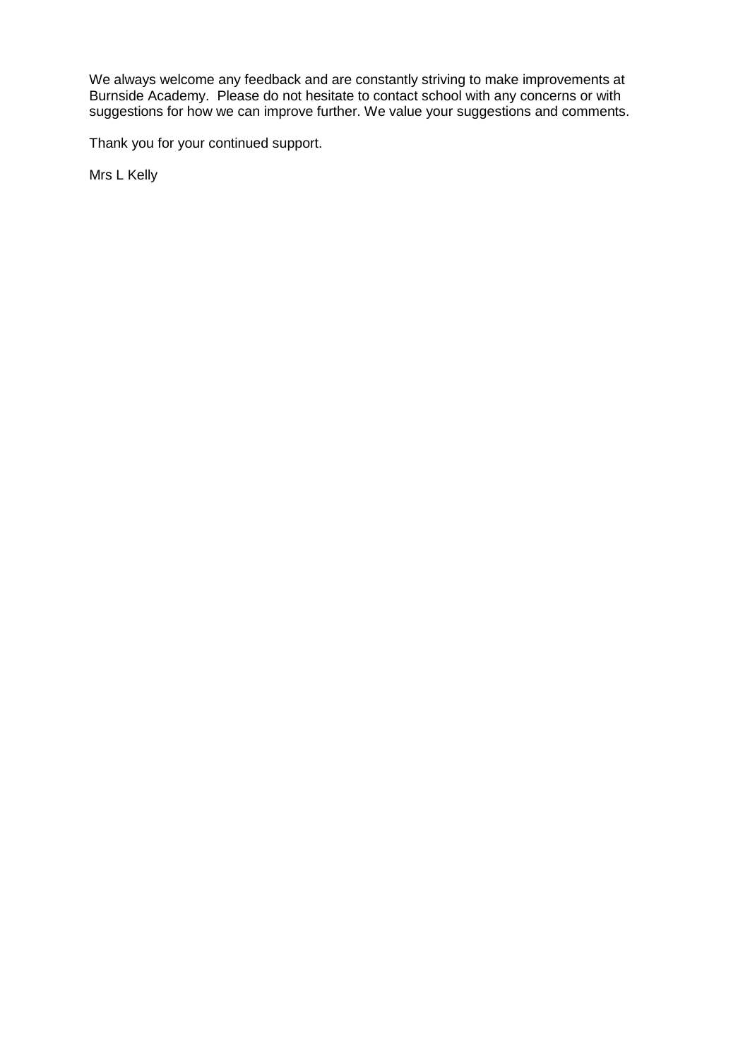We always welcome any feedback and are constantly striving to make improvements at Burnside Academy. Please do not hesitate to contact school with any concerns or with suggestions for how we can improve further. We value your suggestions and comments.

Thank you for your continued support.

Mrs L Kelly